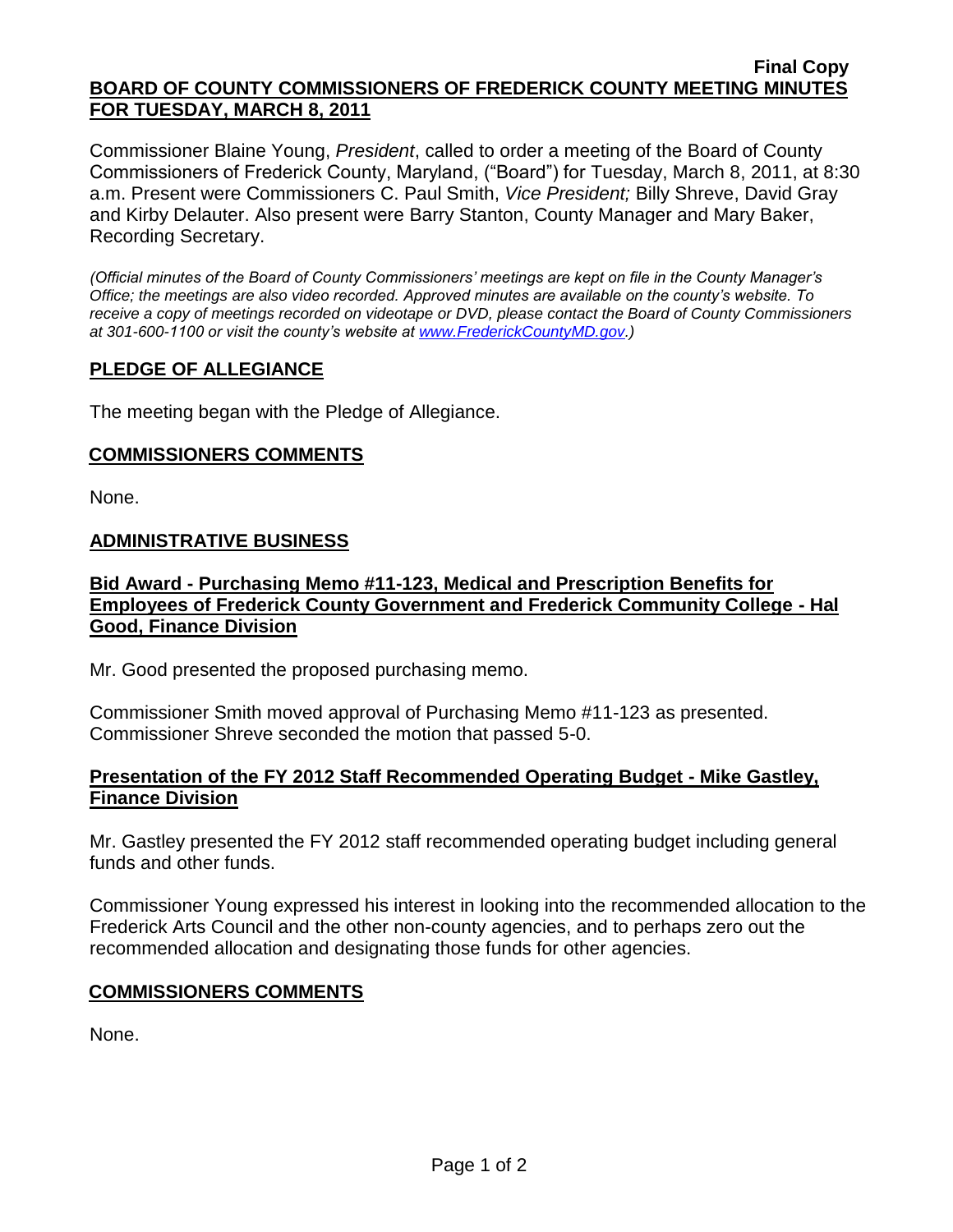**Final Copy**

# BOARD OF COUNTY COMMISSIONERS OF FREDERICK COUNTY MEETING MINUTES FOR TUESDAY, MARCH 8, 2011

Commissioner Blaine Young, *President*, called to order a meeting of the Board of County Commissioners of Frederick County, Maryland, ("Board") for Tuesday, March 8, 2011, at 8:30 a.m. Present were Commissioners C. Paul Smith, *Vice President;* Billy Shreve, David Gray and Kirby Delauter. Also present were Barry Stanton, County Manager and Mary Baker, Recording Secretary.

*(Official minutes of the Board of County Commissioners' meetings are kept on file in the County Manager's Office; the meetings are also video recorded. Approved minutes are available on the county's website. To receive a copy of meetings recorded on videotape or DVD, please contact the Board of County Commissioners at 301-600-1100 or visit the county's website at www.FrederickCountyMD.gov.)*

## PLEDGE OF ALLEGIANCE

The meeting began with the Pledge of Allegiance.

## COMMISSIONERS COMMENTS

None.

## ADMINISTRATIVE BUSINESS

### Bid Award - Purchasing Memo #11-123, Medical and Prescription Benefits for Employees of Frederick County Government and Frederick Community College - Hal Good, Finance Division

Mr. Good presented the proposed purchasing memo.

Commissioner Smith moved approval of Purchasing Memo #11-123 as presented. Commissioner Shreve seconded the motion that passed 5-0.

### Presentation of the FY 2012 Staff Recommended Operating Budget - Mike Gastley, Finance Division

Mr. Gastley presented the FY 2012 staff recommended operating budget including general funds and other funds.

Commissioner Young expressed his interest in looking into the recommended allocation to the Frederick Arts Council and the other non-county agencies, and to perhaps zero out the recommended allocation and designating those funds for other agencies.

## COMMISSIONERS COMMENTS

None.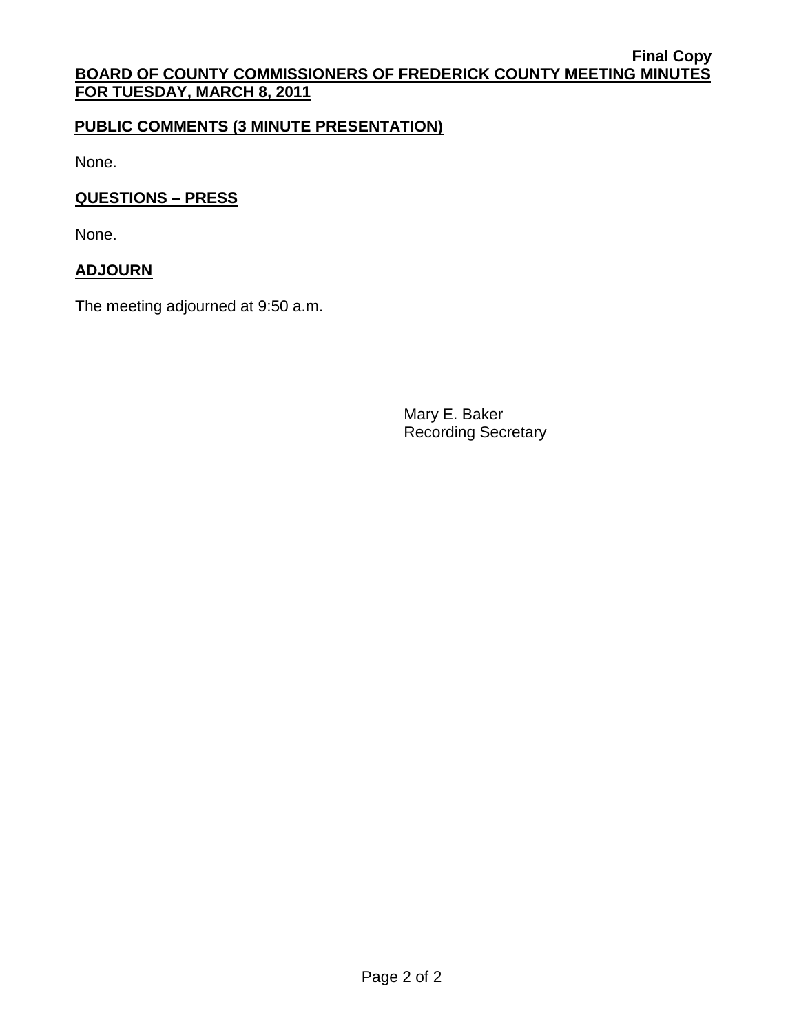## PUBLIC COMMENTS (3 MINUTE PRESENTATION)

None.

## QUESTIONS – PRESS

None.

## ADJOURN

The meeting adjourned at 9:50 a.m.

Mary E. Baker
Recording Secretary